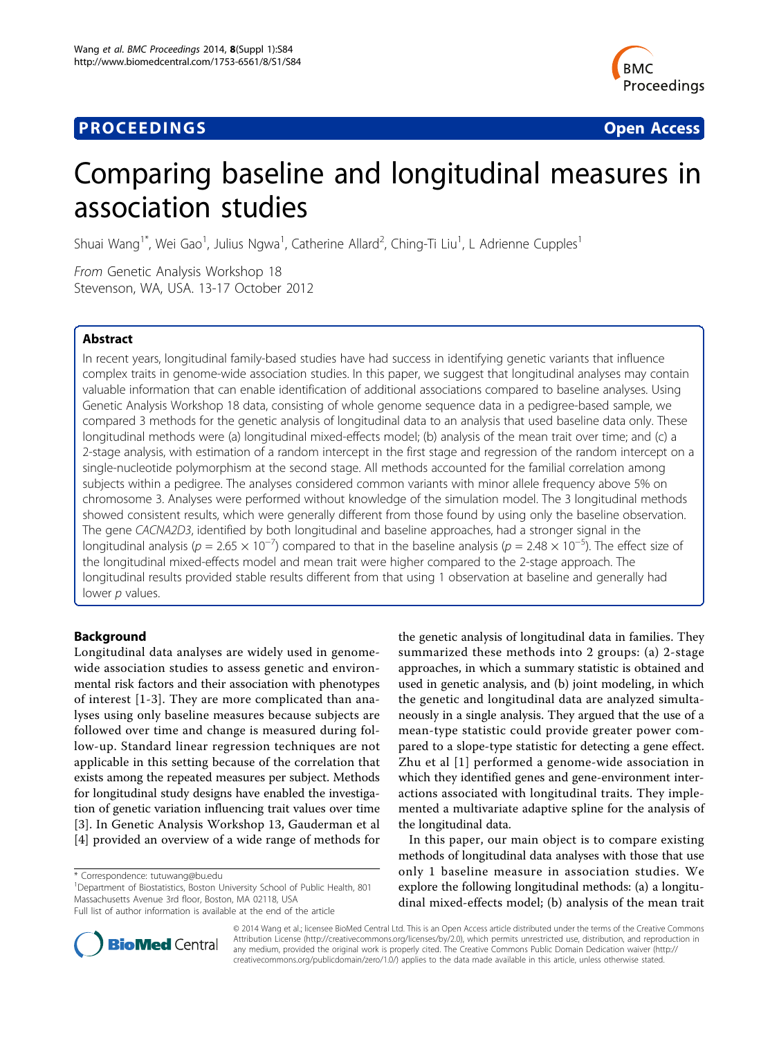**PROCEEDINGS** **Open Access**

# Comparing baseline and longitudinal measures in association studies

Shuai Wang[1*], Wei Gao[1], Julius Ngwa[1], Catherine Allard[2], Ching-Ti Liu[1], L Adrienne Cupples[1]

*From* Genetic Analysis Workshop 18
Stevenson, WA, USA. 13-17 October 2012

## Abstract

In recent years, longitudinal family-based studies have had success in identifying genetic variants that influence complex traits in genome-wide association studies. In this paper, we suggest that longitudinal analyses may contain valuable information that can enable identification of additional associations compared to baseline analyses. Using Genetic Analysis Workshop 18 data, consisting of whole genome sequence data in a pedigree-based sample, we compared 3 methods for the genetic analysis of longitudinal data to an analysis that used baseline data only. These longitudinal methods were (a) longitudinal mixed-effects model; (b) analysis of the mean trait over time; and (c) a 2-stage analysis, with estimation of a random intercept in the first stage and regression of the random intercept on a single-nucleotide polymorphism at the second stage. All methods accounted for the familial correlation among subjects within a pedigree. The analyses considered common variants with minor allele frequency above 5% on chromosome 3. Analyses were performed without knowledge of the simulation model. The 3 longitudinal methods showed consistent results, which were generally different from those found by using only the baseline observation. The gene *CACNA2D3*, identified by both longitudinal and baseline approaches, had a stronger signal in the longitudinal analysis ($p = 2.65 \times 10^{-7}$) compared to that in the baseline analysis ($p = 2.48 \times 10^{-5}$). The effect size of the longitudinal mixed-effects model and mean trait were higher compared to the 2-stage approach. The longitudinal results provided stable results different from that using 1 observation at baseline and generally had lower *p* values.

## Background

Longitudinal data analyses are widely used in genome-wide association studies to assess genetic and environmental risk factors and their association with phenotypes of interest [1-3]. They are more complicated than analyses using only baseline measures because subjects are followed over time and change is measured during follow-up. Standard linear regression techniques are not applicable in this setting because of the correlation that exists among the repeated measures per subject. Methods for longitudinal study designs have enabled the investigation of genetic variation influencing trait values over time [3]. In Genetic Analysis Workshop 13, Gauderman et al [4] provided an overview of a wide range of methods for the genetic analysis of longitudinal data in families. They summarized these methods into 2 groups: (a) 2-stage approaches, in which a summary statistic is obtained and used in genetic analysis, and (b) joint modeling, in which the genetic and longitudinal data are analyzed simultaneously in a single analysis. They argued that the use of a mean-type statistic could provide greater power compared to a slope-type statistic for detecting a gene effect. Zhu et al [1] performed a genome-wide association in which they identified genes and gene-environment interactions associated with longitudinal traits. They implemented a multivariate adaptive spline for the analysis of the longitudinal data.

In this paper, our main object is to compare existing methods of longitudinal data analyses with those that use only 1 baseline measure in association studies. We explore the following longitudinal methods: (a) a longitudinal mixed-effects model; (b) analysis of the mean trait

\* Correspondence: tutuwang@bu.edu
[1]Department of Biostatistics, Boston University School of Public Health, 801 Massachusetts Avenue 3rd floor, Boston, MA 02118, USA
Full list of author information is available at the end of the article

© 2014 Wang et al.; licensee BioMed Central Ltd. This is an Open Access article distributed under the terms of the Creative Commons Attribution License (http://creativecommons.org/licenses/by/2.0), which permits unrestricted use, distribution, and reproduction in any medium, provided the original work is properly cited. The Creative Commons Public Domain Dedication waiver (http://creativecommons.org/publicdomain/zero/1.0/) applies to the data made available in this article, unless otherwise stated.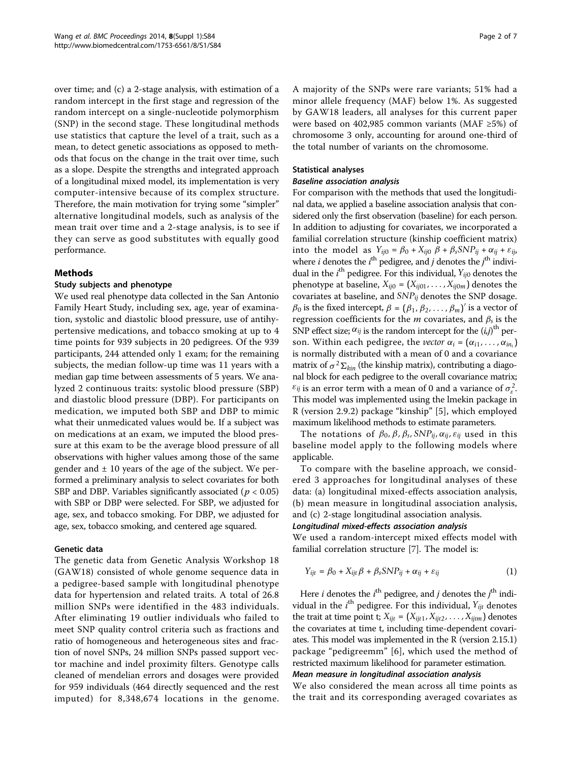over time; and (c) a 2-stage analysis, with estimation of a random intercept in the first stage and regression of the random intercept on a single-nucleotide polymorphism (SNP) in the second stage. These longitudinal methods use statistics that capture the level of a trait, such as a mean, to detect genetic associations as opposed to methods that focus on the change in the trait over time, such as a slope. Despite the strengths and integrated approach of a longitudinal mixed model, its implementation is very computer-intensive because of its complex structure. Therefore, the main motivation for trying some "simpler" alternative longitudinal models, such as analysis of the mean trait over time and a 2-stage analysis, is to see if they can serve as good substitutes with equally good performance.

## Methods

### Study subjects and phenotype

We used real phenotype data collected in the San Antonio Family Heart Study, including sex, age, year of examination, systolic and diastolic blood pressure, use of antihypertensive medications, and tobacco smoking at up to 4 time points for 939 subjects in 20 pedigrees. Of the 939 participants, 244 attended only 1 exam; for the remaining subjects, the median follow-up time was 11 years with a median gap time between assessments of 5 years. We analyzed 2 continuous traits: systolic blood pressure (SBP) and diastolic blood pressure (DBP). For participants on medication, we imputed both SBP and DBP to mimic what their unmedicated values would be. If a subject was on medications at an exam, we imputed the blood pressure at this exam to be the average blood pressure of all observations with higher values among those of the same gender and ± 10 years of the age of the subject. We performed a preliminary analysis to select covariates for both SBP and DBP. Variables significantly associated ($p < 0.05$) with SBP or DBP were selected. For SBP, we adjusted for age, sex, and tobacco smoking. For DBP, we adjusted for age, sex, tobacco smoking, and centered age squared.

### Genetic data

The genetic data from Genetic Analysis Workshop 18 (GAW18) consisted of whole genome sequence data in a pedigree-based sample with longitudinal phenotype data for hypertension and related traits. A total of 26.8 million SNPs were identified in the 483 individuals. After eliminating 19 outlier individuals who failed to meet SNP quality control criteria such as fractions and ratio of homogeneous and heterogeneous sites and fraction of novel SNPs, 24 million SNPs passed support vector machine and indel proximity filters. Genotype calls cleaned of mendelian errors and dosages were provided for 959 individuals (464 directly sequenced and the rest imputed) for 8,348,674 locations in the genome. A majority of the SNPs were rare variants; 51% had a minor allele frequency (MAF) below 1%. As suggested by GAW18 leaders, all analyses for this current paper were based on 402,985 common variants (MAF ≥5%) of chromosome 3 only, accounting for around one-third of the total number of variants on the chromosome.

### Statistical analyses

#### *Baseline association analysis*

For comparison with the methods that used the longitudinal data, we applied a baseline association analysis that considered only the first observation (baseline) for each person. In addition to adjusting for covariates, we incorporated a familial correlation structure (kinship coefficient matrix) into the model as $Y_{ij0} = \beta_0 + X_{ij0}\,\beta + \beta_s SNP_{ij} + \alpha_{ij} + \varepsilon_{ij}$, where $i$ denotes the $i^{\text{th}}$ pedigree, and $j$ denotes the $j^{\text{th}}$ individual in the $i^{\text{th}}$ pedigree. For this individual, $Y_{ij0}$ denotes the phenotype at baseline, $X_{ij0} = (X_{ij01}, \ldots, X_{ij0m})$ denotes the covariates at baseline, and $SNP_{ij}$ denotes the SNP dosage. $\beta_0$ is the fixed intercept, $\beta = (\beta_1, \beta_2, \ldots, \beta_m)'$ is a vector of regression coefficients for the $m$ covariates, and $\beta_s$ is the SNP effect size; $\alpha_{ij}$ is the random intercept for the $(i,j)^{\text{th}}$ person. Within each pedigree, the *vector* $\alpha_i = (\alpha_{i1}, \ldots, \alpha_{in_i})$ is normally distributed with a mean of 0 and a covariance matrix of $\sigma^2 \Sigma_{kin}$ (the kinship matrix), contributing a diagonal block for each pedigree to the overall covariance matrix; $\varepsilon_{ij}$ is an error term with a mean of 0 and a variance of $\sigma_\varepsilon^2$. This model was implemented using the lmekin package in R (version 2.9.2) package "kinship" [5], which employed maximum likelihood methods to estimate parameters.

The notations of $\beta_0, \beta, \beta_s, SNP_{ij}, \alpha_{ij}, \varepsilon_{ij}$ used in this baseline model apply to the following models where applicable.

To compare with the baseline approach, we considered 3 approaches for longitudinal analyses of these data: (a) longitudinal mixed-effects association analysis, (b) mean measure in longitudinal association analysis, and (c) 2-stage longitudinal association analysis.

#### *Longitudinal mixed-effects association analysis*

We used a random-intercept mixed effects model with familial correlation structure [7]. The model is:

$$Y_{ijt} = \beta_0 + X_{ijt}\beta + \beta_s SNP_{ij} + \alpha_{ij} + \varepsilon_{ij} \tag{1}$$

Here $i$ denotes the $i^{\text{th}}$ pedigree, and $j$ denotes the $j^{\text{th}}$ individual in the $i^{\text{th}}$ pedigree. For this individual, $Y_{ijt}$ denotes the trait at time point t; $X_{ijt} = (X_{ijt1}, X_{ijt2}, \ldots, X_{ijtm})$ denotes the covariates at time t, including time-dependent covariates. This model was implemented in the R (version 2.15.1) package "pedigreemm" [6], which used the method of restricted maximum likelihood for parameter estimation.

#### *Mean measure in longitudinal association analysis*

We also considered the mean across all time points as the trait and its corresponding averaged covariates as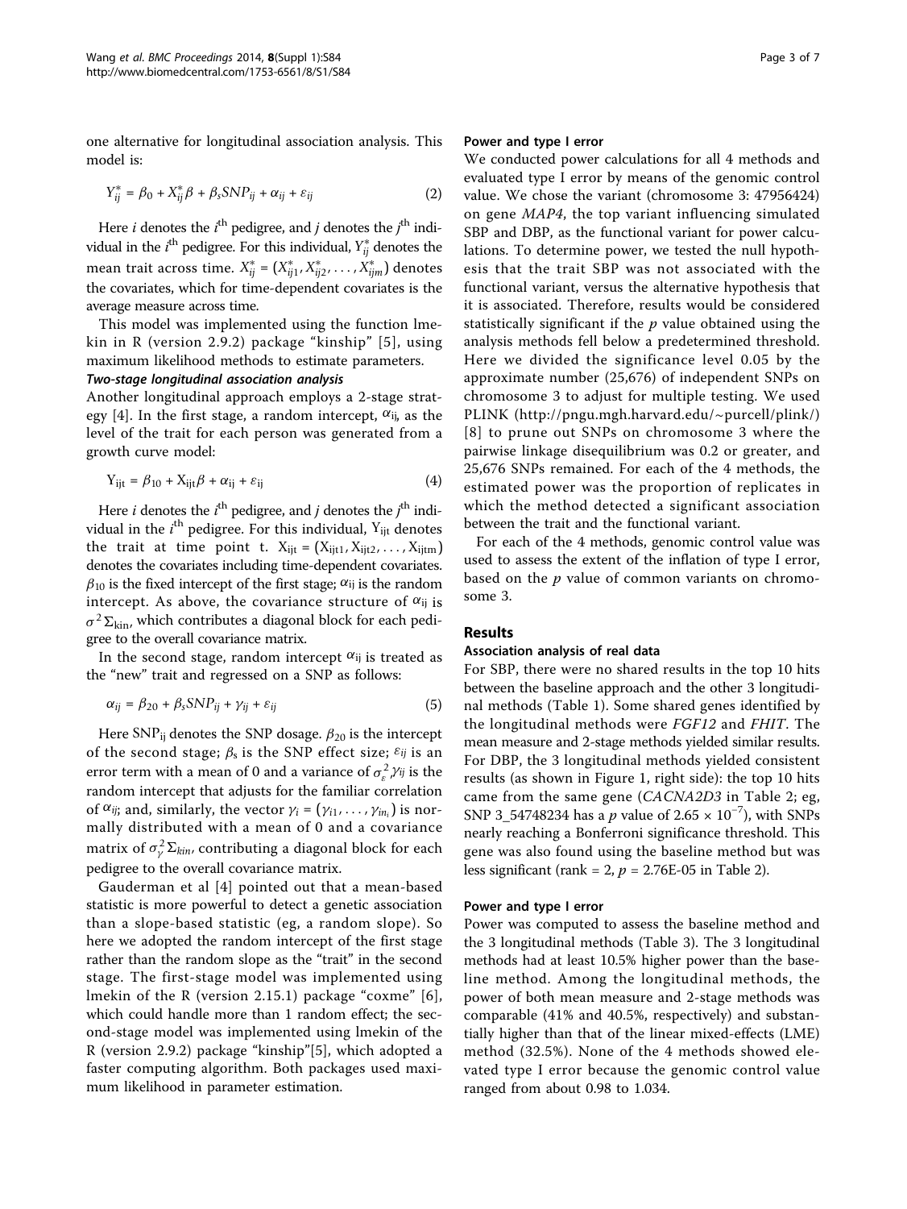one alternative for longitudinal association analysis. This model is:

$$Y_{ij}^{*} = \beta_0 + X_{ij}^{*}\beta + \beta_s SNP_{ij} + \alpha_{ij} + \varepsilon_{ij} \tag{2}$$

Here $i$ denotes the $i^{\text{th}}$ pedigree, and $j$ denotes the $j^{\text{th}}$ individual in the $i^{\text{th}}$ pedigree. For this individual, $Y_{ij}^{*}$ denotes the mean trait across time. $X_{ij}^{*} = (X_{ij1}^{*}, X_{ij2}^{*}, \ldots, X_{ijm}^{*})$ denotes the covariates, which for time-dependent covariates is the average measure across time.

This model was implemented using the function lmekin in R (version 2.9.2) package "kinship" [5], using maximum likelihood methods to estimate parameters.

#### *Two-stage longitudinal association analysis*

Another longitudinal approach employs a 2-stage strategy [4]. In the first stage, a random intercept, $\alpha_{ij}$, as the level of the trait for each person was generated from a growth curve model:

$$Y_{ijt} = \beta_{10} + X_{ijt}\beta + \alpha_{ij} + \varepsilon_{ij} \tag{4}$$

Here $i$ denotes the $i^{\text{th}}$ pedigree, and $j$ denotes the $j^{\text{th}}$ individual in the $i^{\text{th}}$ pedigree. For this individual, $Y_{ijt}$ denotes the trait at time point t. $X_{ijt} = (X_{ijt1}, X_{ijt2}, \ldots, X_{ijtm})$ denotes the covariates including time-dependent covariates. $\beta_{10}$ is the fixed intercept of the first stage; $\alpha_{ij}$ is the random intercept. As above, the covariance structure of $\alpha_{ij}$ is $\sigma^2\Sigma_{\text{kin}}$, which contributes a diagonal block for each pedigree to the overall covariance matrix.

In the second stage, random intercept $\alpha_{ij}$ is treated as the "new" trait and regressed on a SNP as follows:

$$\alpha_{ij} = \beta_{20} + \beta_s SNP_{ij} + \gamma_{ij} + \varepsilon_{ij} \tag{5}$$

Here $SNP_{ij}$ denotes the SNP dosage. $\beta_{20}$ is the intercept of the second stage; $\beta_s$ is the SNP effect size; $\varepsilon_{ij}$ is an error term with a mean of 0 and a variance of $\sigma_{\varepsilon}^2$,$\gamma_{ij}$ is the random intercept that adjusts for the familiar correlation of $\alpha_{ij}$; and, similarly, the vector $\gamma_i = (\gamma_{i1}, \ldots, \gamma_{in_i})$ is normally distributed with a mean of 0 and a covariance matrix of $\sigma_{\gamma}^2\Sigma_{kin}$, contributing a diagonal block for each pedigree to the overall covariance matrix.

Gauderman et al [4] pointed out that a mean-based statistic is more powerful to detect a genetic association than a slope-based statistic (eg, a random slope). So here we adopted the random intercept of the first stage rather than the random slope as the "trait" in the second stage. The first-stage model was implemented using lmekin of the R (version 2.15.1) package "coxme" [6], which could handle more than 1 random effect; the second-stage model was implemented using lmekin of the R (version 2.9.2) package "kinship"[5], which adopted a faster computing algorithm. Both packages used maximum likelihood in parameter estimation.

### Power and type I error

We conducted power calculations for all 4 methods and evaluated type I error by means of the genomic control value. We chose the variant (chromosome 3: 47956424) on gene *MAP4*, the top variant influencing simulated SBP and DBP, as the functional variant for power calculations. To determine power, we tested the null hypothesis that the trait SBP was not associated with the functional variant, versus the alternative hypothesis that it is associated. Therefore, results would be considered statistically significant if the $p$ value obtained using the analysis methods fell below a predetermined threshold. Here we divided the significance level 0.05 by the approximate number (25,676) of independent SNPs on chromosome 3 to adjust for multiple testing. We used PLINK (http://pngu.mgh.harvard.edu/~purcell/plink/) [8] to prune out SNPs on chromosome 3 where the pairwise linkage disequilibrium was 0.2 or greater, and 25,676 SNPs remained. For each of the 4 methods, the estimated power was the proportion of replicates in which the method detected a significant association between the trait and the functional variant.

For each of the 4 methods, genomic control value was used to assess the extent of the inflation of type I error, based on the $p$ value of common variants on chromosome 3.

## Results

### Association analysis of real data

For SBP, there were no shared results in the top 10 hits between the baseline approach and the other 3 longitudinal methods (Table 1). Some shared genes identified by the longitudinal methods were *FGF12* and *FHIT*. The mean measure and 2-stage methods yielded similar results. For DBP, the 3 longitudinal methods yielded consistent results (as shown in Figure 1, right side): the top 10 hits came from the same gene (*CACNA2D3* in Table 2; eg, SNP 3_54748234 has a $p$ value of $2.65 \times 10^{-7}$), with SNPs nearly reaching a Bonferroni significance threshold. This gene was also found using the baseline method but was less significant (rank = 2, $p$ = 2.76E-05 in Table 2).

### Power and type I error

Power was computed to assess the baseline method and the 3 longitudinal methods (Table 3). The 3 longitudinal methods had at least 10.5% higher power than the baseline method. Among the longitudinal methods, the power of both mean measure and 2-stage methods was comparable (41% and 40.5%, respectively) and substantially higher than that of the linear mixed-effects (LME) method (32.5%). None of the 4 methods showed elevated type I error because the genomic control value ranged from about 0.98 to 1.034.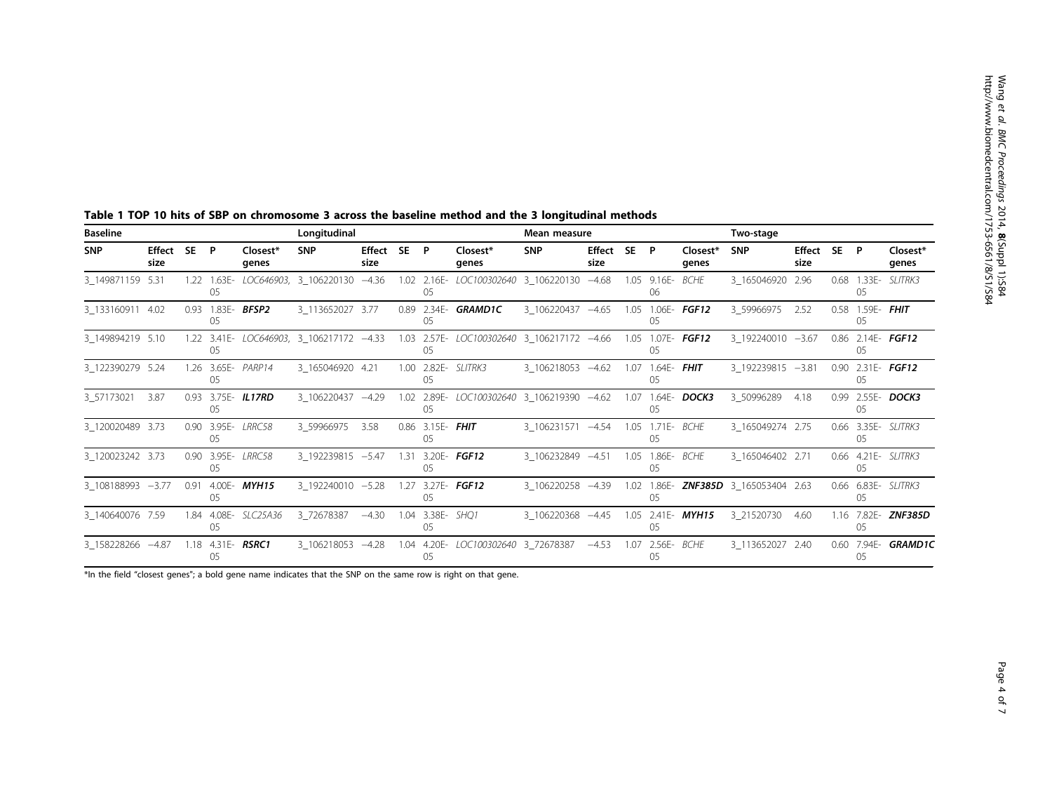**Table 1 TOP 10 hits of SBP on chromosome 3 across the baseline method and the 3 longitudinal methods**

| Baseline | | | | | Longitudinal | | | | | Mean measure | | | | | Two-stage | | | | |
|---|---|---|---|---|---|---|---|---|---|---|---|---|---|---|---|---|---|---|---|
| SNP | Effect size | SE | P | Closest* genes | SNP | Effect size | SE | P | Closest* genes | SNP | Effect size | SE | P | Closest* genes | SNP | Effect size | SE | P | Closest* genes |
| 3_149871159 | 5.31 | 1.22 | 1.63E-05 | *LOC646903,* | 3_106220130 | −4.36 | 1.02 | 2.16E-05 | *LOC100302640* | 3_106220130 | −4.68 | 1.05 | 9.16E-06 | *BCHE* | 3_165046920 | 2.96 | 0.68 | 1.33E-05 | *SLITRK3* |
| 3_133160911 | 4.02 | 0.93 | 1.83E-05 | ***BFSP2*** | 3_113652027 | 3.77 | 0.89 | 2.34E-05 | ***GRAMD1C*** | 3_106220437 | −4.65 | 1.05 | 1.06E-05 | ***FGF12*** | 3_59966975 | 2.52 | 0.58 | 1.59E-05 | ***FHIT*** |
| 3_149894219 | 5.10 | 1.22 | 3.41E-05 | *LOC646903,* | 3_106217172 | −4.33 | 1.03 | 2.57E-05 | *LOC100302640* | 3_106217172 | −4.66 | 1.05 | 1.07E-05 | ***FGF12*** | 3_192240010 | −3.67 | 0.86 | 2.14E-05 | ***FGF12*** |
| 3_122390279 | 5.24 | 1.26 | 3.65E-05 | *PARP14* | 3_165046920 | 4.21 | 1.00 | 2.82E-05 | *SLITRK3* | 3_106218053 | −4.62 | 1.07 | 1.64E-05 | ***FHIT*** | 3_192239815 | −3.81 | 0.90 | 2.31E-05 | ***FGF12*** |
| 3_57173021 | 3.87 | 0.93 | 3.75E-05 | ***IL17RD*** | 3_106220437 | −4.29 | 1.02 | 2.89E-05 | *LOC100302640* | 3_106219390 | −4.62 | 1.07 | 1.64E-05 | ***DOCK3*** | 3_50996289 | 4.18 | 0.99 | 2.55E-05 | ***DOCK3*** |
| 3_120020489 | 3.73 | 0.90 | 3.95E-05 | *LRRC58* | 3_59966975 | 3.58 | 0.86 | 3.15E-05 | ***FHIT*** | 3_106231571 | −4.54 | 1.05 | 1.71E-05 | *BCHE* | 3_165049274 | 2.75 | 0.66 | 3.35E-05 | *SLITRK3* |
| 3_120023242 | 3.73 | 0.90 | 3.95E-05 | *LRRC58* | 3_192239815 | −5.47 | 1.31 | 3.20E-05 | ***FGF12*** | 3_106232849 | −4.51 | 1.05 | 1.86E-05 | *BCHE* | 3_165046402 | 2.71 | 0.66 | 4.21E-05 | *SLITRK3* |
| 3_108188993 | −3.77 | 0.91 | 4.00E-05 | ***MYH15*** | 3_192240010 | −5.28 | 1.27 | 3.27E-05 | ***FGF12*** | 3_106220258 | −4.39 | 1.02 | 1.86E-05 | ***ZNF385D*** | 3_165053404 | 2.63 | 0.66 | 6.83E-05 | *SLITRK3* |
| 3_140640076 | 7.59 | 1.84 | 4.08E-05 | *SLC25A36* | 3_72678387 | −4.30 | 1.04 | 3.38E-05 | *SHQ1* | 3_106220368 | −4.45 | 1.05 | 2.41E-05 | ***MYH15*** | 3_21520730 | 4.60 | 1.16 | 7.82E-05 | ***ZNF385D*** |
| 3_158228266 | −4.87 | 1.18 | 4.31E-05 | ***RSRC1*** | 3_106218053 | −4.28 | 1.04 | 4.20E-05 | *LOC100302640* | 3_72678387 | −4.53 | 1.07 | 2.56E-05 | *BCHE* | 3_113652027 | 2.40 | 0.60 | 7.94E-05 | ***GRAMD1C*** |

*In the field "closest genes"; a bold gene name indicates that the SNP on the same row is right on that gene.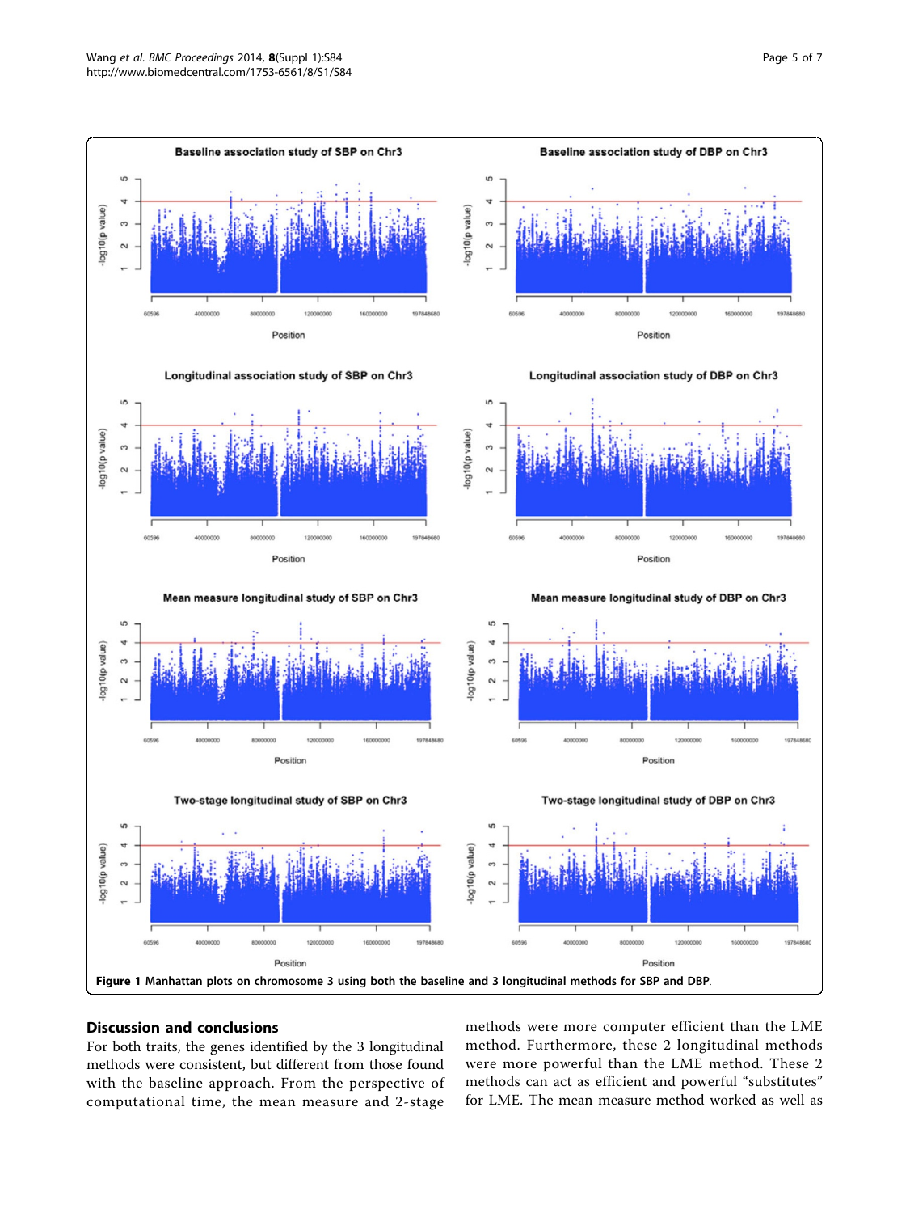Figure 1 Manhattan plots on chromosome 3 using both the baseline and 3 longitudinal methods for SBP and DBP.

## Discussion and conclusions

For both traits, the genes identified by the 3 longitudinal methods were consistent, but different from those found with the baseline approach. From the perspective of computational time, the mean measure and 2-stage methods were more computer efficient than the LME method. Furthermore, these 2 longitudinal methods were more powerful than the LME method. These 2 methods can act as efficient and powerful "substitutes" for LME. The mean measure method worked as well as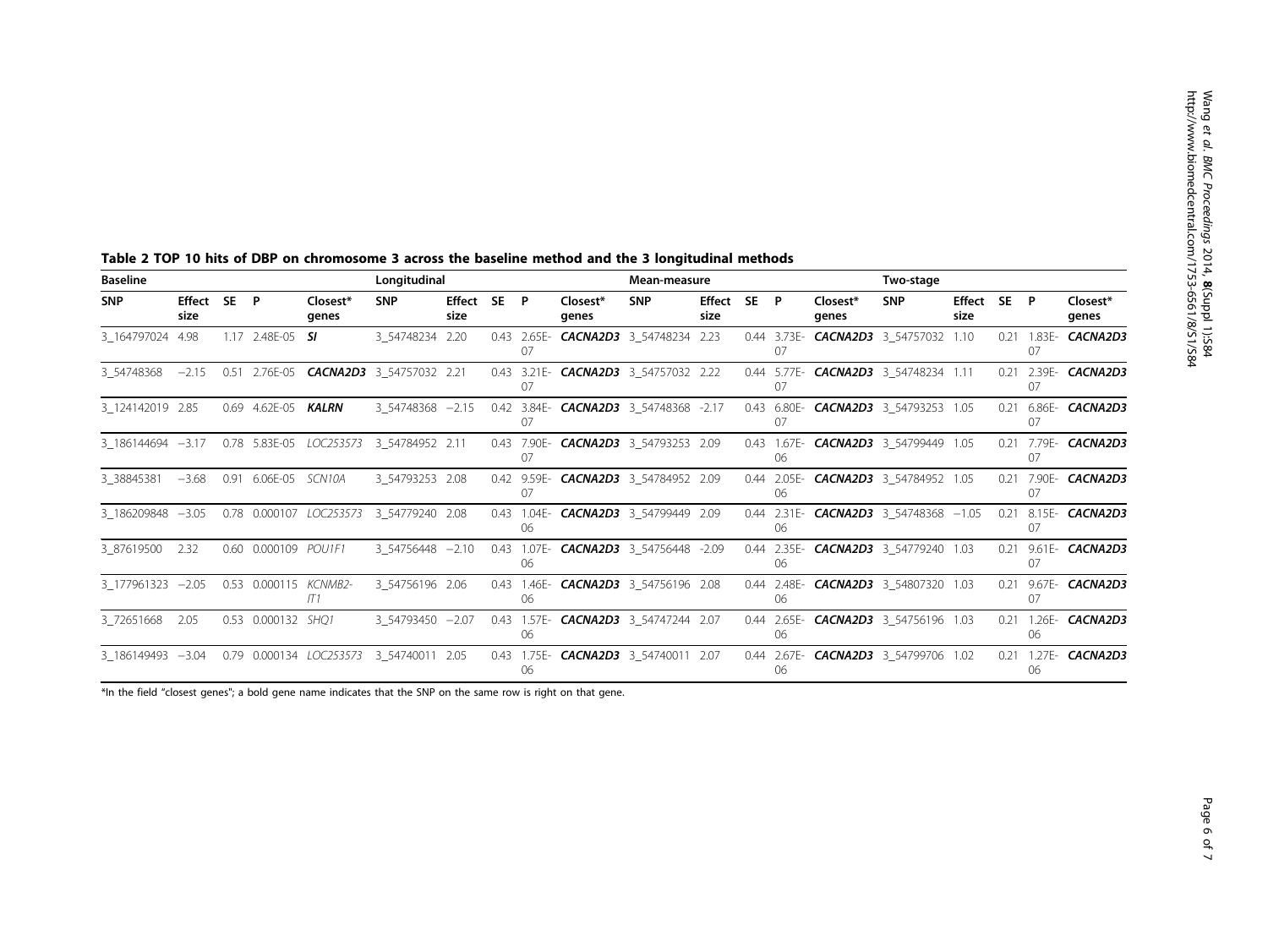**Table 2 TOP 10 hits of DBP on chromosome 3 across the baseline method and the 3 longitudinal methods**

| Baseline | | | | | Longitudinal | | | | | Mean-measure | | | | | Two-stage | | | | |
|---|---|---|---|---|---|---|---|---|---|---|---|---|---|---|---|---|---|---|---|
| SNP | Effect size | SE | P | Closest* genes | SNP | Effect size | SE | P | Closest* genes | SNP | Effect size | SE | P | Closest* genes | SNP | Effect size | SE | P | Closest* genes |
| 3_164797024 | 4.98 | 1.17 | 2.48E-05 | ***SI*** | 3_54748234 | 2.20 | 0.43 | 2.65E-07 | ***CACNA2D3*** | 3_54748234 | 2.23 | 0.44 | 3.73E-07 | ***CACNA2D3*** | 3_54757032 | 1.10 | 0.21 | 1.83E-07 | ***CACNA2D3*** |
| 3_54748368 | −2.15 | 0.51 | 2.76E-05 | ***CACNA2D3*** | 3_54757032 | 2.21 | 0.43 | 3.21E-07 | ***CACNA2D3*** | 3_54757032 | 2.22 | 0.44 | 5.77E-07 | ***CACNA2D3*** | 3_54748234 | 1.11 | 0.21 | 2.39E-07 | ***CACNA2D3*** |
| 3_124142019 | 2.85 | 0.69 | 4.62E-05 | ***KALRN*** | 3_54748368 | −2.15 | 0.42 | 3.84E-07 | ***CACNA2D3*** | 3_54748368 | -2.17 | 0.43 | 6.80E-07 | ***CACNA2D3*** | 3_54793253 | 1.05 | 0.21 | 6.86E-07 | ***CACNA2D3*** |
| 3_186144694 | −3.17 | 0.78 | 5.83E-05 | *LOC253573* | 3_54784952 | 2.11 | 0.43 | 7.90E-07 | ***CACNA2D3*** | 3_54793253 | 2.09 | 0.43 | 1.67E-06 | ***CACNA2D3*** | 3_54799449 | 1.05 | 0.21 | 7.79E-07 | ***CACNA2D3*** |
| 3_38845381 | −3.68 | 0.91 | 6.06E-05 | *SCN10A* | 3_54793253 | 2.08 | 0.42 | 9.59E-07 | ***CACNA2D3*** | 3_54784952 | 2.09 | 0.44 | 2.05E-06 | ***CACNA2D3*** | 3_54784952 | 1.05 | 0.21 | 7.90E-07 | ***CACNA2D3*** |
| 3_186209848 | −3.05 | 0.78 | 0.000107 | *LOC253573* | 3_54779240 | 2.08 | 0.43 | 1.04E-06 | ***CACNA2D3*** | 3_54799449 | 2.09 | 0.44 | 2.31E-06 | ***CACNA2D3*** | 3_54748368 | −1.05 | 0.21 | 8.15E-07 | ***CACNA2D3*** |
| 3_87619500 | 2.32 | 0.60 | 0.000109 | *POU1F1* | 3_54756448 | −2.10 | 0.43 | 1.07E-06 | ***CACNA2D3*** | 3_54756448 | -2.09 | 0.44 | 2.35E-06 | ***CACNA2D3*** | 3_54779240 | 1.03 | 0.21 | 9.61E-07 | ***CACNA2D3*** |
| 3_177961323 | −2.05 | 0.53 | 0.000115 | *KCNMB2-IT1* | 3_54756196 | 2.06 | 0.43 | 1.46E-06 | ***CACNA2D3*** | 3_54756196 | 2.08 | 0.44 | 2.48E-06 | ***CACNA2D3*** | 3_54807320 | 1.03 | 0.21 | 9.67E-07 | ***CACNA2D3*** |
| 3_72651668 | 2.05 | 0.53 | 0.000132 | *SHQ1* | 3_54793450 | −2.07 | 0.43 | 1.57E-06 | ***CACNA2D3*** | 3_54747244 | 2.07 | 0.44 | 2.65E-06 | ***CACNA2D3*** | 3_54756196 | 1.03 | 0.21 | 1.26E-06 | ***CACNA2D3*** |
| 3_186149493 | −3.04 | 0.79 | 0.000134 | *LOC253573* | 3_54740011 | 2.05 | 0.43 | 1.75E-06 | ***CACNA2D3*** | 3_54740011 | 2.07 | 0.44 | 2.67E-06 | ***CACNA2D3*** | 3_54799706 | 1.02 | 0.21 | 1.27E-06 | ***CACNA2D3*** |

*In the field "closest genes"; a bold gene name indicates that the SNP on the same row is right on that gene.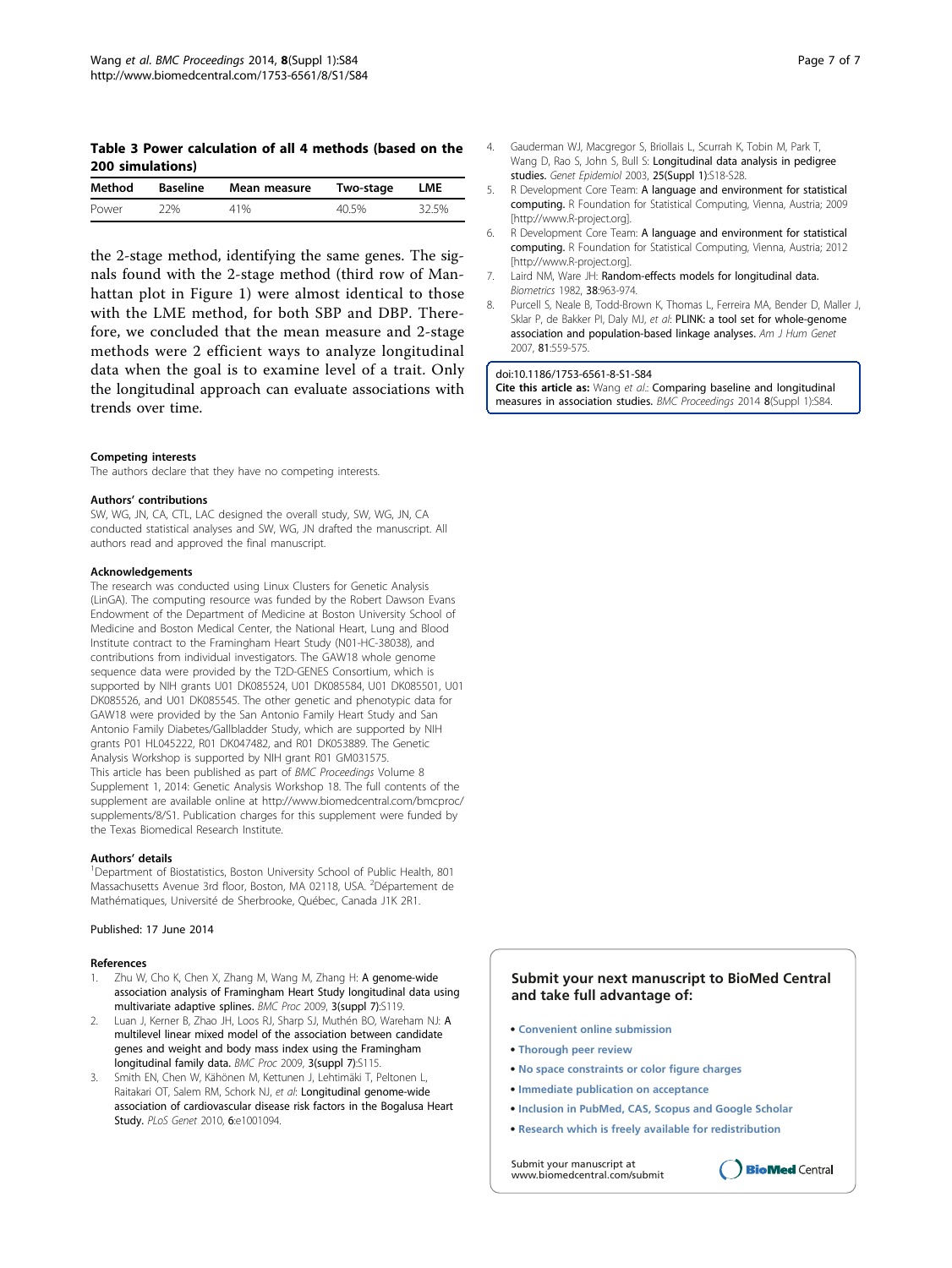**Table 3 Power calculation of all 4 methods (based on the 200 simulations)**

| Method | Baseline | Mean measure | Two-stage | LME |
|---|---|---|---|---|
| Power | 22% | 41% | 40.5% | 32.5% |

the 2-stage method, identifying the same genes. The signals found with the 2-stage method (third row of Manhattan plot in Figure 1) were almost identical to those with the LME method, for both SBP and DBP. Therefore, we concluded that the mean measure and 2-stage methods were 2 efficient ways to analyze longitudinal data when the goal is to examine level of a trait. Only the longitudinal approach can evaluate associations with trends over time.

#### Competing interests

The authors declare that they have no competing interests.

#### Authors' contributions

SW, WG, JN, CA, CTL, LAC designed the overall study, SW, WG, JN, CA conducted statistical analyses and SW, WG, JN drafted the manuscript. All authors read and approved the final manuscript.

#### Acknowledgements

The research was conducted using Linux Clusters for Genetic Analysis (LinGA). The computing resource was funded by the Robert Dawson Evans Endowment of the Department of Medicine at Boston University School of Medicine and Boston Medical Center, the National Heart, Lung and Blood Institute contract to the Framingham Heart Study (N01-HC-38038), and contributions from individual investigators. The GAW18 whole genome sequence data were provided by the T2D-GENES Consortium, which is supported by NIH grants U01 DK085524, U01 DK085584, U01 DK085501, U01 DK085526, and U01 DK085545. The other genetic and phenotypic data for GAW18 were provided by the San Antonio Family Heart Study and San Antonio Family Diabetes/Gallbladder Study, which are supported by NIH grants P01 HL045222, R01 DK047482, and R01 DK053889. The Genetic Analysis Workshop is supported by NIH grant R01 GM031575.
This article has been published as part of *BMC Proceedings* Volume 8 Supplement 1, 2014: Genetic Analysis Workshop 18. The full contents of the supplement are available online at http://www.biomedcentral.com/bmcproc/supplements/8/S1. Publication charges for this supplement were funded by the Texas Biomedical Research Institute.

#### Authors' details

[1]Department of Biostatistics, Boston University School of Public Health, 801 Massachusetts Avenue 3rd floor, Boston, MA 02118, USA. [2]Département de Mathématiques, Université de Sherbrooke, Québec, Canada J1K 2R1.

Published: 17 June 2014

#### References

1. Zhu W, Cho K, Chen X, Zhang M, Wang M, Zhang H: **A genome-wide association analysis of Framingham Heart Study longitudinal data using multivariate adaptive splines.** *BMC Proc* 2009, **3(suppl 7)**:S119.
2. Luan J, Kerner B, Zhao JH, Loos RJ, Sharp SJ, Muthén BO, Wareham NJ: **A multilevel linear mixed model of the association between candidate genes and weight and body mass index using the Framingham longitudinal family data.** *BMC Proc* 2009, **3(suppl 7)**:S115.
3. Smith EN, Chen W, Kähönen M, Kettunen J, Lehtimäki T, Peltonen L, Raitakari OT, Salem RM, Schork NJ, *et al*: **Longitudinal genome-wide association of cardiovascular disease risk factors in the Bogalusa Heart Study.** *PLoS Genet* 2010, **6**:e1001094.
4. Gauderman WJ, Macgregor S, Briollais L, Scurrah K, Tobin M, Park T, Wang D, Rao S, John S, Bull S: **Longitudinal data analysis in pedigree studies.** *Genet Epidemiol* 2003, **25(Suppl 1)**:S18-S28.
5. R Development Core Team: **A language and environment for statistical computing.** R Foundation for Statistical Computing, Vienna, Austria; 2009 [http://www.R-project.org].
6. R Development Core Team: **A language and environment for statistical computing.** R Foundation for Statistical Computing, Vienna, Austria; 2012 [http://www.R-project.org].
7. Laird NM, Ware JH: **Random-effects models for longitudinal data.** *Biometrics* 1982, **38**:963-974.
8. Purcell S, Neale B, Todd-Brown K, Thomas L, Ferreira MA, Bender D, Maller J, Sklar P, de Bakker PI, Daly MJ, *et al*: **PLINK: a tool set for whole-genome association and population-based linkage analyses.** *Am J Hum Genet* 2007, **81**:559-575.

doi:10.1186/1753-6561-8-S1-S84
**Cite this article as:** Wang *et al.*: Comparing baseline and longitudinal measures in association studies. *BMC Proceedings* 2014 **8**(Suppl 1):S84.

**Submit your next manuscript to BioMed Central and take full advantage of:**

- Convenient online submission
- Thorough peer review
- No space constraints or color figure charges
- Immediate publication on acceptance
- Inclusion in PubMed, CAS, Scopus and Google Scholar
- Research which is freely available for redistribution

Submit your manuscript at www.biomedcentral.com/submit